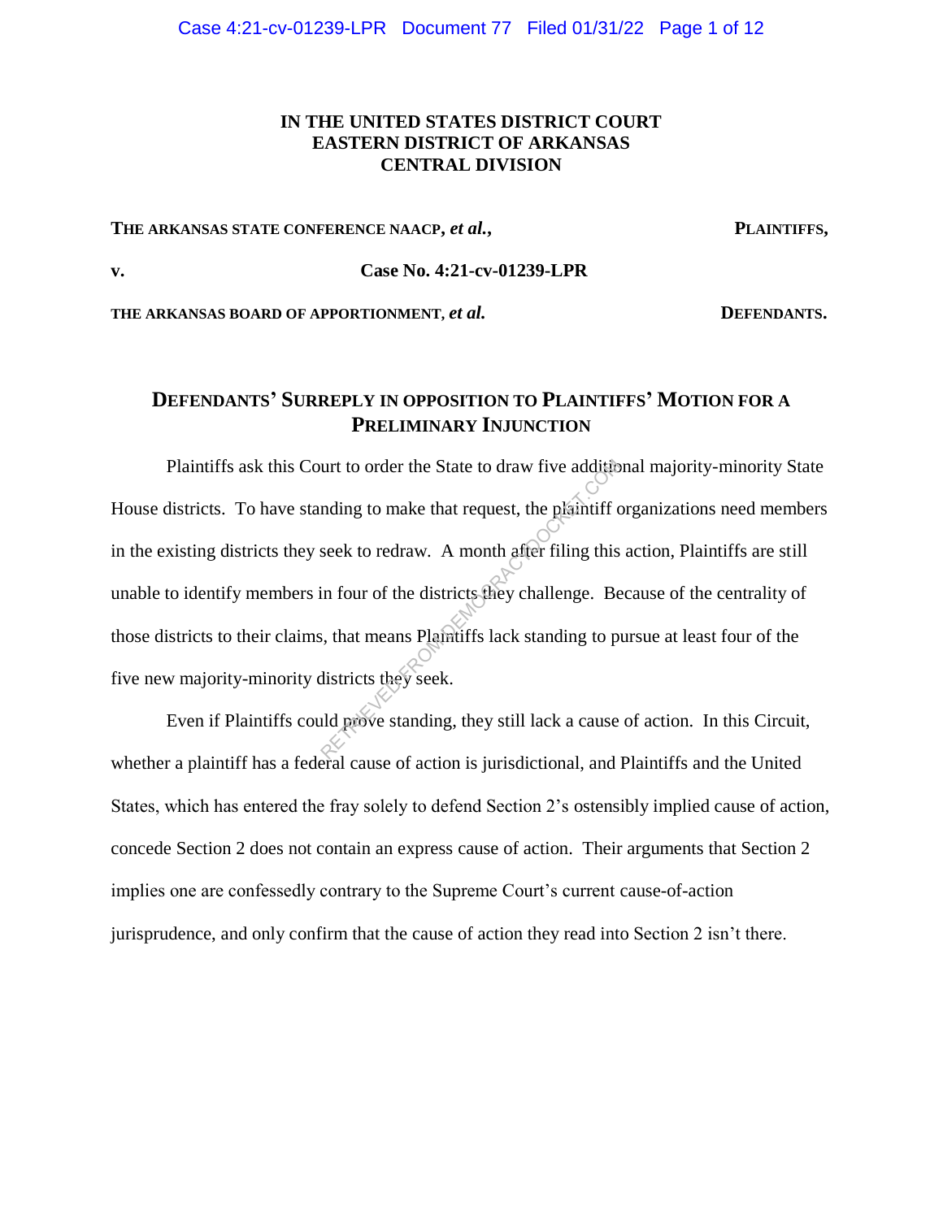**IN THE UNITED STATES DISTRICT COURT**
**EASTERN DISTRICT OF ARKANSAS**
**CENTRAL DIVISION**

**THE ARKANSAS STATE CONFERENCE NAACP, *et al.*,** **PLAINTIFFS,**

**v.** **Case No. 4:21-cv-01239-LPR**

**THE ARKANSAS BOARD OF APPORTIONMENT, *et al.*** **DEFENDANTS.**

## DEFENDANTS' SURREPLY IN OPPOSITION TO PLAINTIFFS' MOTION FOR A PRELIMINARY INJUNCTION

Plaintiffs ask this Court to order the State to draw five additional majority-minority State House districts. To have standing to make that request, the plaintiff organizations need members in the existing districts they seek to redraw. A month after filing this action, Plaintiffs are still unable to identify members in four of the districts they challenge. Because of the centrality of those districts to their claims, that means Plaintiffs lack standing to pursue at least four of the five new majority-minority districts they seek.

Even if Plaintiffs could prove standing, they still lack a cause of action. In this Circuit, whether a plaintiff has a federal cause of action is jurisdictional, and Plaintiffs and the United States, which has entered the fray solely to defend Section 2's ostensibly implied cause of action, concede Section 2 does not contain an express cause of action. Their arguments that Section 2 implies one are confessedly contrary to the Supreme Court's current cause-of-action jurisprudence, and only confirm that the cause of action they read into Section 2 isn't there.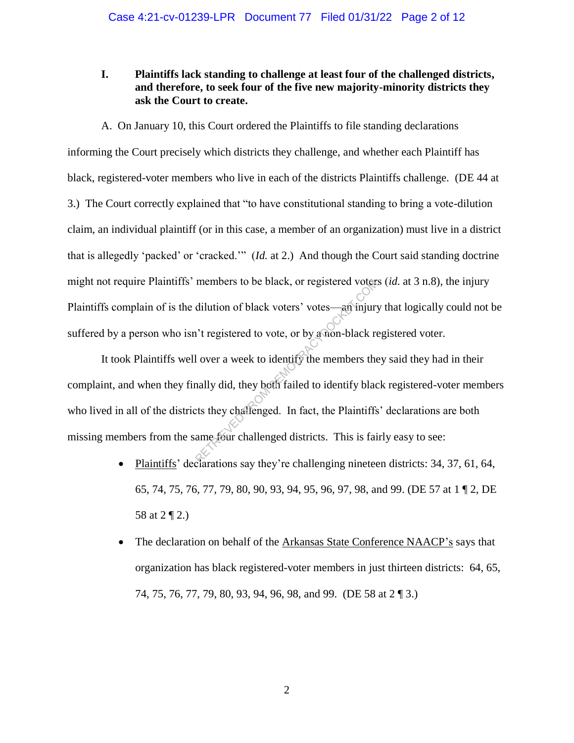**I. Plaintiffs lack standing to challenge at least four of the challenged districts, and therefore, to seek four of the five new majority-minority districts they ask the Court to create.**

A. On January 10, this Court ordered the Plaintiffs to file standing declarations informing the Court precisely which districts they challenge, and whether each Plaintiff has black, registered-voter members who live in each of the districts Plaintiffs challenge. (DE 44 at 3.) The Court correctly explained that "to have constitutional standing to bring a vote-dilution claim, an individual plaintiff (or in this case, a member of an organization) must live in a district that is allegedly 'packed' or 'cracked.'" (*Id.* at 2.) And though the Court said standing doctrine might not require Plaintiffs' members to be black, or registered voters (*id.* at 3 n.8), the injury Plaintiffs complain of is the dilution of black voters' votes—an injury that logically could not be suffered by a person who isn't registered to vote, or by a non-black registered voter.

It took Plaintiffs well over a week to identify the members they said they had in their complaint, and when they finally did, they both failed to identify black registered-voter members who lived in all of the districts they challenged. In fact, the Plaintiffs' declarations are both missing members from the same four challenged districts. This is fairly easy to see:

- Plaintiffs' declarations say they're challenging nineteen districts: 34, 37, 61, 64, 65, 74, 75, 76, 77, 79, 80, 90, 93, 94, 95, 96, 97, 98, and 99. (DE 57 at 1 ¶ 2, DE 58 at 2 ¶ 2.)
- The declaration on behalf of the Arkansas State Conference NAACP's says that organization has black registered-voter members in just thirteen districts: 64, 65, 74, 75, 76, 77, 79, 80, 93, 94, 96, 98, and 99. (DE 58 at 2 ¶ 3.)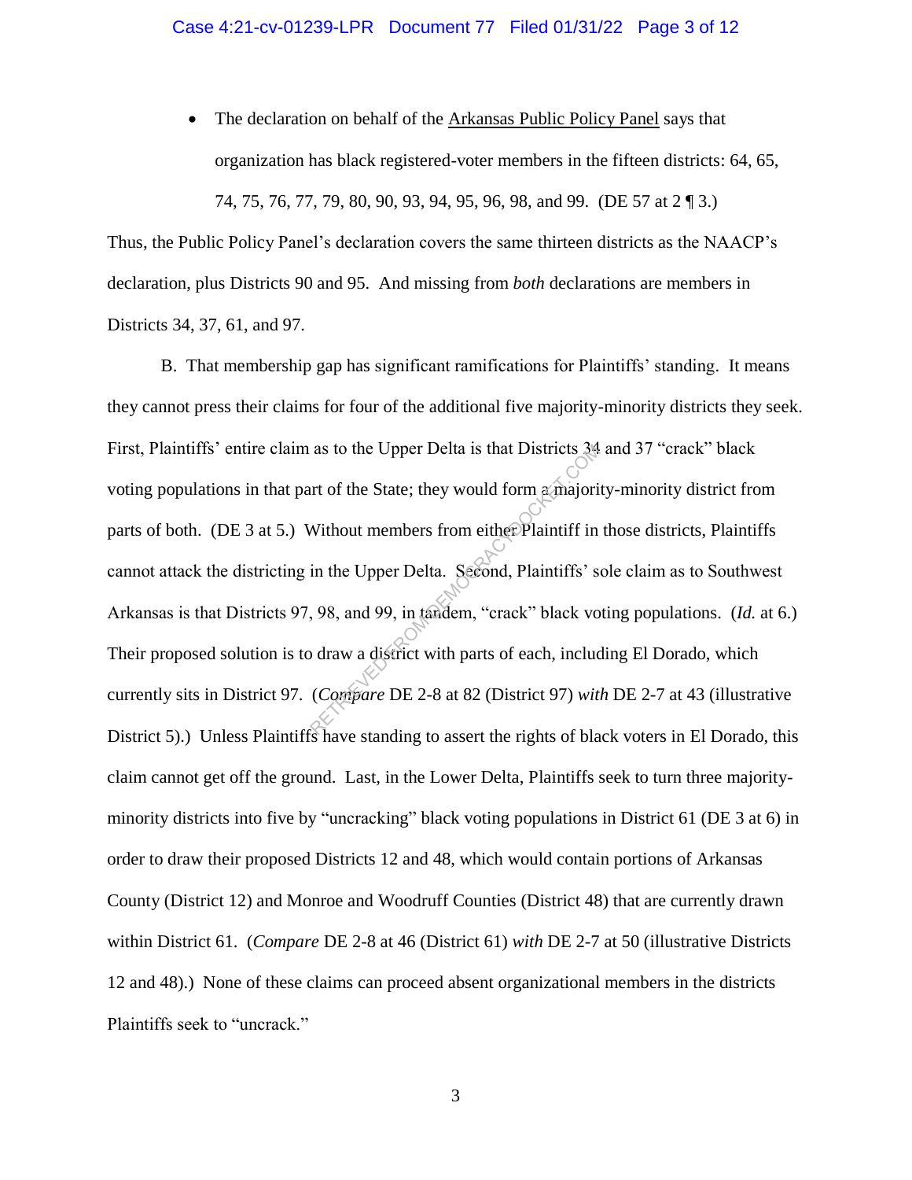- The declaration on behalf of the Arkansas Public Policy Panel says that organization has black registered-voter members in the fifteen districts: 64, 65, 74, 75, 76, 77, 79, 80, 90, 93, 94, 95, 96, 98, and 99. (DE 57 at 2 ¶ 3.)

Thus, the Public Policy Panel's declaration covers the same thirteen districts as the NAACP's declaration, plus Districts 90 and 95. And missing from *both* declarations are members in Districts 34, 37, 61, and 97.

B. That membership gap has significant ramifications for Plaintiffs' standing. It means they cannot press their claims for four of the additional five majority-minority districts they seek. First, Plaintiffs' entire claim as to the Upper Delta is that Districts 34 and 37 "crack" black voting populations in that part of the State; they would form a majority-minority district from parts of both. (DE 3 at 5.) Without members from either Plaintiff in those districts, Plaintiffs cannot attack the districting in the Upper Delta. Second, Plaintiffs' sole claim as to Southwest Arkansas is that Districts 97, 98, and 99, in tandem, "crack" black voting populations. (*Id.* at 6.) Their proposed solution is to draw a district with parts of each, including El Dorado, which currently sits in District 97. (*Compare* DE 2-8 at 82 (District 97) *with* DE 2-7 at 43 (illustrative District 5).) Unless Plaintiffs have standing to assert the rights of black voters in El Dorado, this claim cannot get off the ground. Last, in the Lower Delta, Plaintiffs seek to turn three majority-minority districts into five by "uncracking" black voting populations in District 61 (DE 3 at 6) in order to draw their proposed Districts 12 and 48, which would contain portions of Arkansas County (District 12) and Monroe and Woodruff Counties (District 48) that are currently drawn within District 61. (*Compare* DE 2-8 at 46 (District 61) *with* DE 2-7 at 50 (illustrative Districts 12 and 48).) None of these claims can proceed absent organizational members in the districts Plaintiffs seek to "uncrack."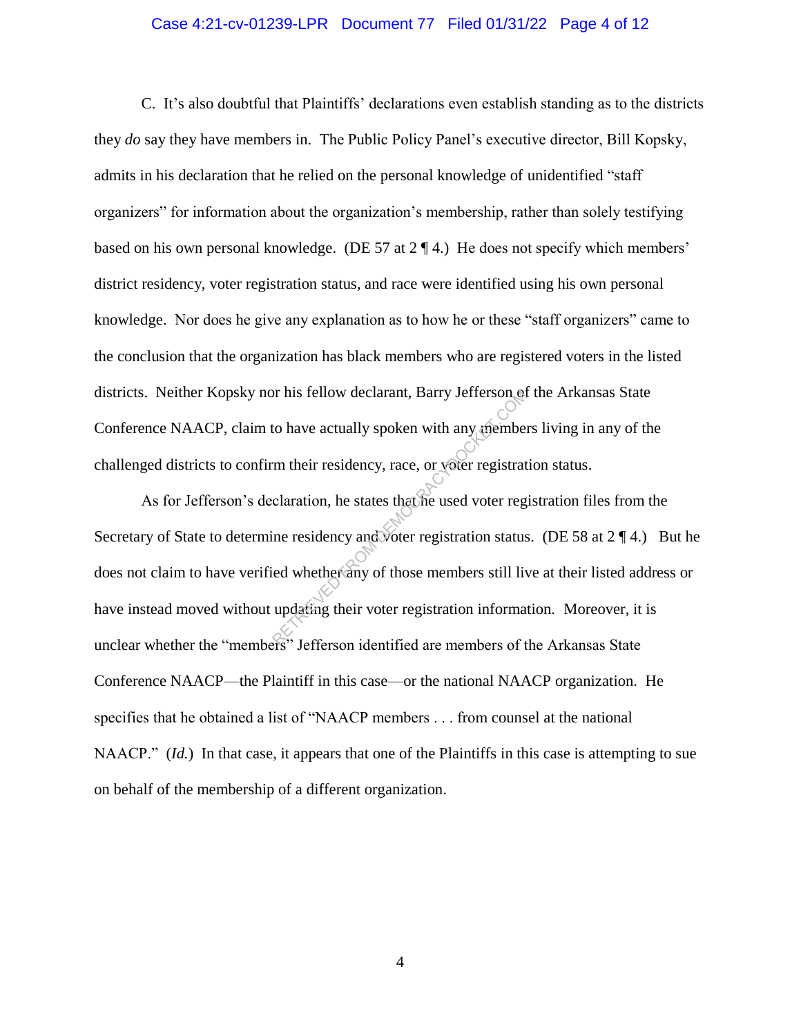C. It's also doubtful that Plaintiffs' declarations even establish standing as to the districts they *do* say they have members in. The Public Policy Panel's executive director, Bill Kopsky, admits in his declaration that he relied on the personal knowledge of unidentified "staff organizers" for information about the organization's membership, rather than solely testifying based on his own personal knowledge. (DE 57 at 2 ¶ 4.) He does not specify which members' district residency, voter registration status, and race were identified using his own personal knowledge. Nor does he give any explanation as to how he or these "staff organizers" came to the conclusion that the organization has black members who are registered voters in the listed districts. Neither Kopsky nor his fellow declarant, Barry Jefferson of the Arkansas State Conference NAACP, claim to have actually spoken with any members living in any of the challenged districts to confirm their residency, race, or voter registration status.

As for Jefferson's declaration, he states that he used voter registration files from the Secretary of State to determine residency and voter registration status. (DE 58 at 2 ¶ 4.) But he does not claim to have verified whether any of those members still live at their listed address or have instead moved without updating their voter registration information. Moreover, it is unclear whether the "members" Jefferson identified are members of the Arkansas State Conference NAACP—the Plaintiff in this case—or the national NAACP organization. He specifies that he obtained a list of "NAACP members . . . from counsel at the national NAACP." (*Id.*) In that case, it appears that one of the Plaintiffs in this case is attempting to sue on behalf of the membership of a different organization.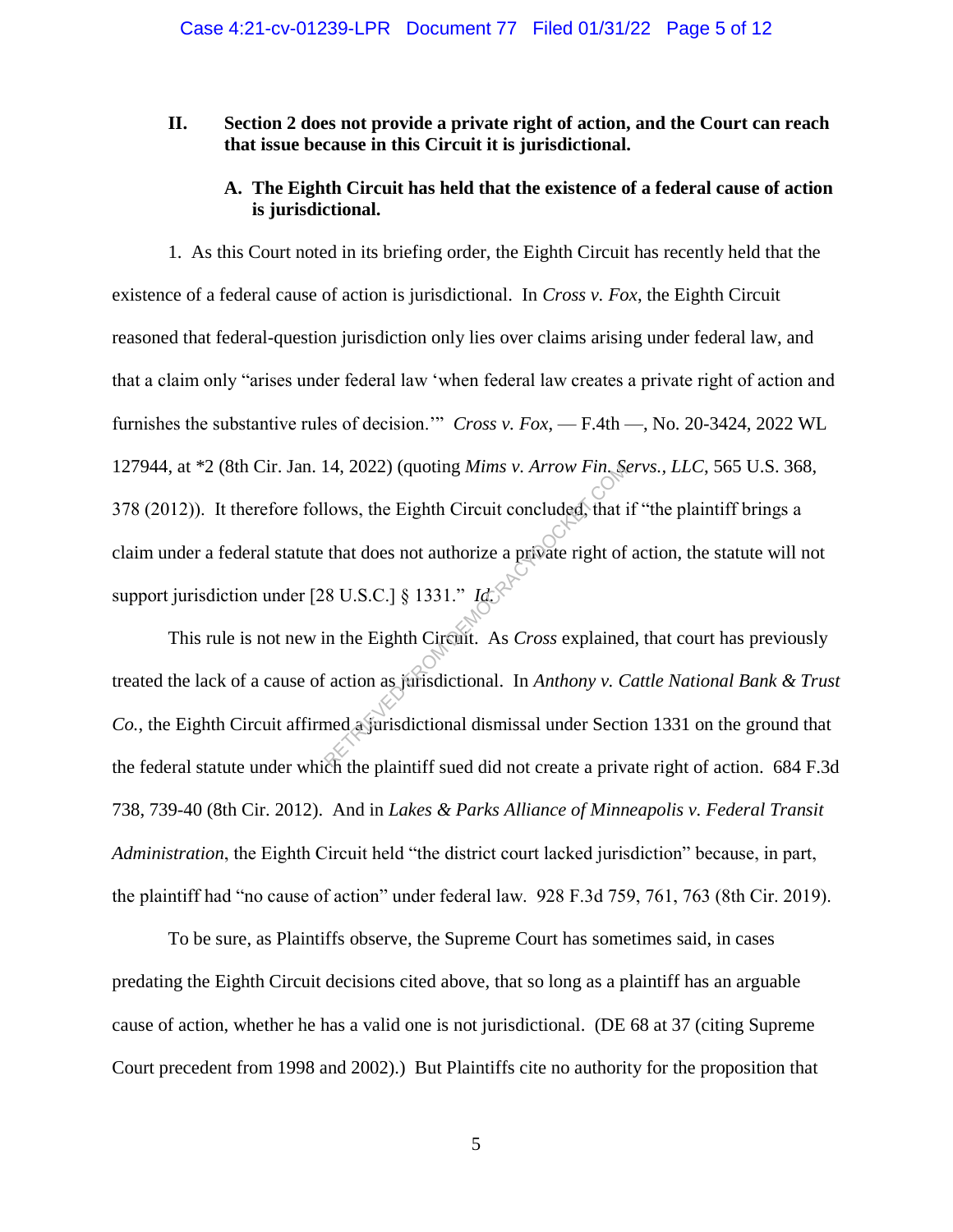## II. Section 2 does not provide a private right of action, and the Court can reach that issue because in this Circuit it is jurisdictional.

### A. The Eighth Circuit has held that the existence of a federal cause of action is jurisdictional.

1. As this Court noted in its briefing order, the Eighth Circuit has recently held that the existence of a federal cause of action is jurisdictional. In *Cross v. Fox*, the Eighth Circuit reasoned that federal-question jurisdiction only lies over claims arising under federal law, and that a claim only "arises under federal law 'when federal law creates a private right of action and furnishes the substantive rules of decision.'" *Cross v. Fox*, — F.4th —, No. 20-3424, 2022 WL 127944, at *2 (8th Cir. Jan. 14, 2022) (quoting *Mims v. Arrow Fin. Servs., LLC*, 565 U.S. 368, 378 (2012)). It therefore follows, the Eighth Circuit concluded, that if "the plaintiff brings a claim under a federal statute that does not authorize a private right of action, the statute will not support jurisdiction under [28 U.S.C.] § 1331." *Id.*

This rule is not new in the Eighth Circuit. As *Cross* explained, that court has previously treated the lack of a cause of action as jurisdictional. In *Anthony v. Cattle National Bank & Trust Co.*, the Eighth Circuit affirmed a jurisdictional dismissal under Section 1331 on the ground that the federal statute under which the plaintiff sued did not create a private right of action. 684 F.3d 738, 739-40 (8th Cir. 2012). And in *Lakes & Parks Alliance of Minneapolis v. Federal Transit Administration*, the Eighth Circuit held "the district court lacked jurisdiction" because, in part, the plaintiff had "no cause of action" under federal law. 928 F.3d 759, 761, 763 (8th Cir. 2019).

To be sure, as Plaintiffs observe, the Supreme Court has sometimes said, in cases predating the Eighth Circuit decisions cited above, that so long as a plaintiff has an arguable cause of action, whether he has a valid one is not jurisdictional. (DE 68 at 37 (citing Supreme Court precedent from 1998 and 2002).) But Plaintiffs cite no authority for the proposition that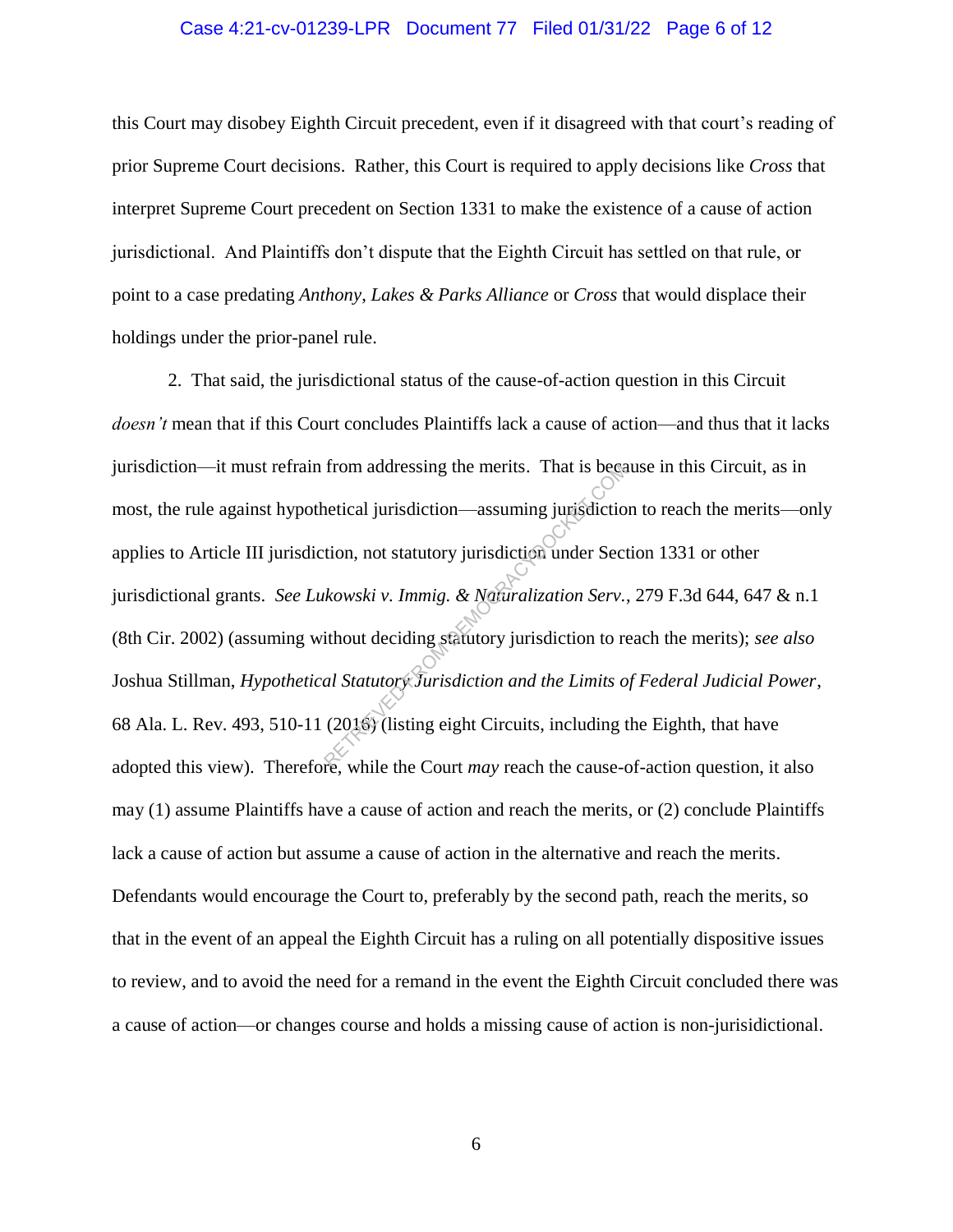this Court may disobey Eighth Circuit precedent, even if it disagreed with that court's reading of prior Supreme Court decisions. Rather, this Court is required to apply decisions like *Cross* that interpret Supreme Court precedent on Section 1331 to make the existence of a cause of action jurisdictional. And Plaintiffs don't dispute that the Eighth Circuit has settled on that rule, or point to a case predating *Anthony*, *Lakes & Parks Alliance* or *Cross* that would displace their holdings under the prior-panel rule.

2. That said, the jurisdictional status of the cause-of-action question in this Circuit *doesn't* mean that if this Court concludes Plaintiffs lack a cause of action—and thus that it lacks jurisdiction—it must refrain from addressing the merits. That is because in this Circuit, as in most, the rule against hypothetical jurisdiction—assuming jurisdiction to reach the merits—only applies to Article III jurisdiction, not statutory jurisdiction under Section 1331 or other jurisdictional grants. *See Lukowski v. Immig. & Naturalization Serv.*, 279 F.3d 644, 647 & n.1 (8th Cir. 2002) (assuming without deciding statutory jurisdiction to reach the merits); *see also* Joshua Stillman, *Hypothetical Statutory Jurisdiction and the Limits of Federal Judicial Power*, 68 Ala. L. Rev. 493, 510-11 (2016) (listing eight Circuits, including the Eighth, that have adopted this view). Therefore, while the Court *may* reach the cause-of-action question, it also may (1) assume Plaintiffs have a cause of action and reach the merits, or (2) conclude Plaintiffs lack a cause of action but assume a cause of action in the alternative and reach the merits. Defendants would encourage the Court to, preferably by the second path, reach the merits, so that in the event of an appeal the Eighth Circuit has a ruling on all potentially dispositive issues to review, and to avoid the need for a remand in the event the Eighth Circuit concluded there was a cause of action—or changes course and holds a missing cause of action is non-jurisidictional.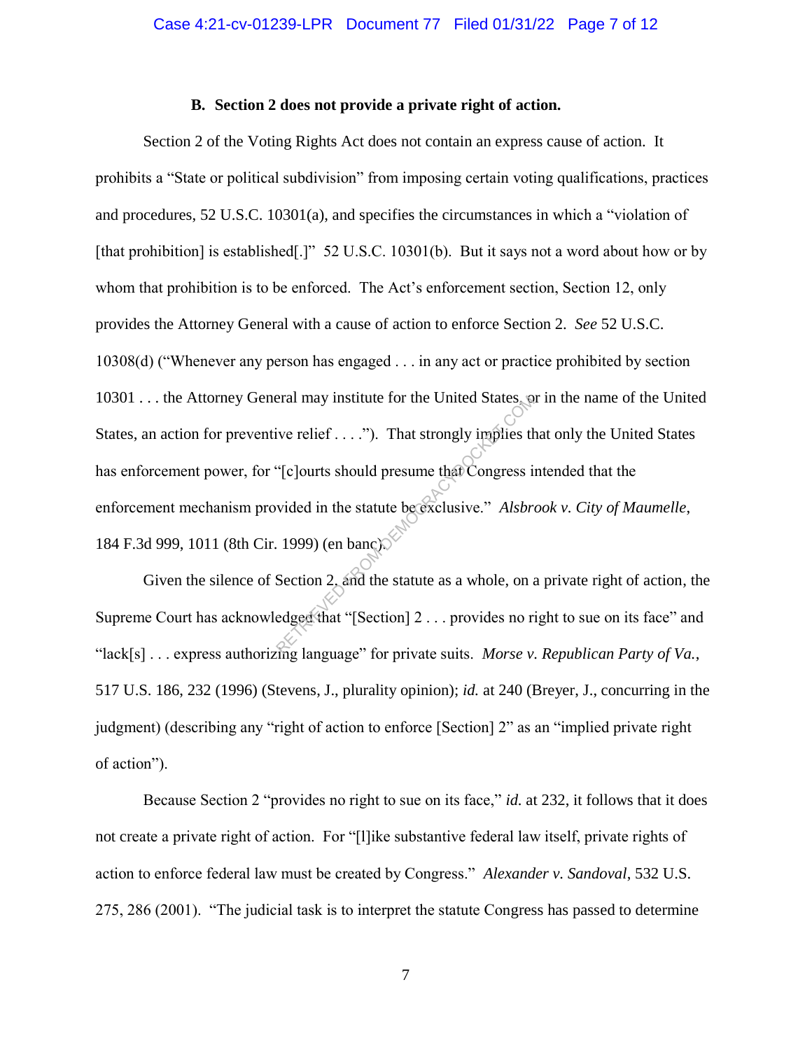### B. Section 2 does not provide a private right of action.

Section 2 of the Voting Rights Act does not contain an express cause of action. It prohibits a "State or political subdivision" from imposing certain voting qualifications, practices and procedures, 52 U.S.C. 10301(a), and specifies the circumstances in which a "violation of [that prohibition] is established[.]" 52 U.S.C. 10301(b). But it says not a word about how or by whom that prohibition is to be enforced. The Act's enforcement section, Section 12, only provides the Attorney General with a cause of action to enforce Section 2. *See* 52 U.S.C. 10308(d) ("Whenever any person has engaged . . . in any act or practice prohibited by section 10301 . . . the Attorney General may institute for the United States, or in the name of the United States, an action for preventive relief . . . ."). That strongly implies that only the United States has enforcement power, for "[c]ourts should presume that Congress intended that the enforcement mechanism provided in the statute be exclusive." *Alsbrook v. City of Maumelle*, 184 F.3d 999, 1011 (8th Cir. 1999) (en banc).

Given the silence of Section 2, and the statute as a whole, on a private right of action, the Supreme Court has acknowledged that "[Section] 2 . . . provides no right to sue on its face" and "lack[s] . . . express authorizing language" for private suits. *Morse v. Republican Party of Va.*, 517 U.S. 186, 232 (1996) (Stevens, J., plurality opinion); *id.* at 240 (Breyer, J., concurring in the judgment) (describing any "right of action to enforce [Section] 2" as an "implied private right of action").

Because Section 2 "provides no right to sue on its face," *id.* at 232, it follows that it does not create a private right of action. For "[l]ike substantive federal law itself, private rights of action to enforce federal law must be created by Congress." *Alexander v. Sandoval*, 532 U.S. 275, 286 (2001). "The judicial task is to interpret the statute Congress has passed to determine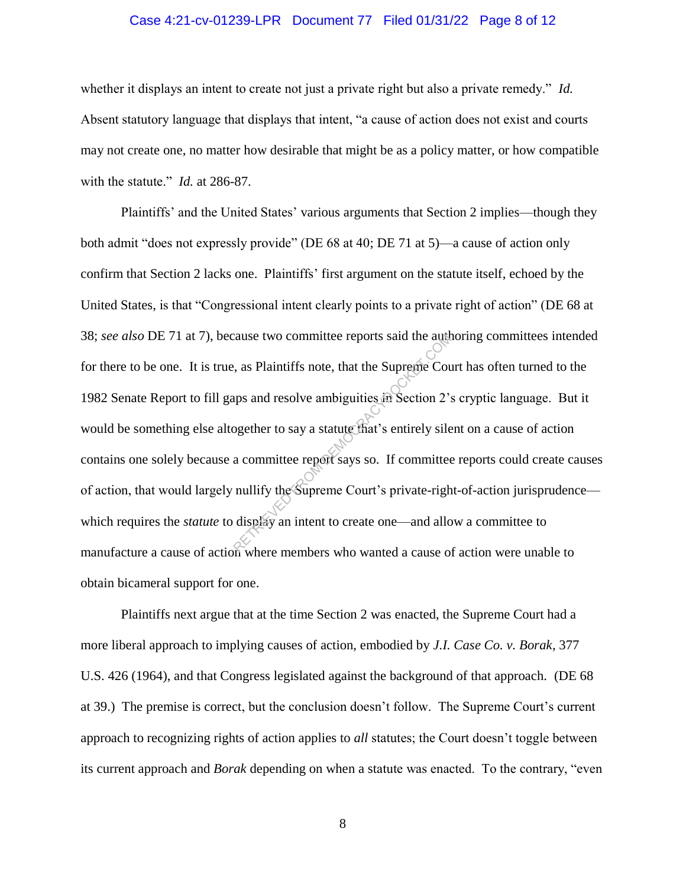whether it displays an intent to create not just a private right but also a private remedy." *Id.* Absent statutory language that displays that intent, "a cause of action does not exist and courts may not create one, no matter how desirable that might be as a policy matter, or how compatible with the statute." *Id.* at 286-87.

Plaintiffs' and the United States' various arguments that Section 2 implies—though they both admit "does not expressly provide" (DE 68 at 40; DE 71 at 5)—a cause of action only confirm that Section 2 lacks one. Plaintiffs' first argument on the statute itself, echoed by the United States, is that "Congressional intent clearly points to a private right of action" (DE 68 at 38; *see also* DE 71 at 7), because two committee reports said the authoring committees intended for there to be one. It is true, as Plaintiffs note, that the Supreme Court has often turned to the 1982 Senate Report to fill gaps and resolve ambiguities in Section 2's cryptic language. But it would be something else altogether to say a statute that's entirely silent on a cause of action contains one solely because a committee report says so. If committee reports could create causes of action, that would largely nullify the Supreme Court's private-right-of-action jurisprudence—which requires the *statute* to display an intent to create one—and allow a committee to manufacture a cause of action where members who wanted a cause of action were unable to obtain bicameral support for one.

Plaintiffs next argue that at the time Section 2 was enacted, the Supreme Court had a more liberal approach to implying causes of action, embodied by *J.I. Case Co. v. Borak*, 377 U.S. 426 (1964), and that Congress legislated against the background of that approach. (DE 68 at 39.) The premise is correct, but the conclusion doesn't follow. The Supreme Court's current approach to recognizing rights of action applies to *all* statutes; the Court doesn't toggle between its current approach and *Borak* depending on when a statute was enacted. To the contrary, "even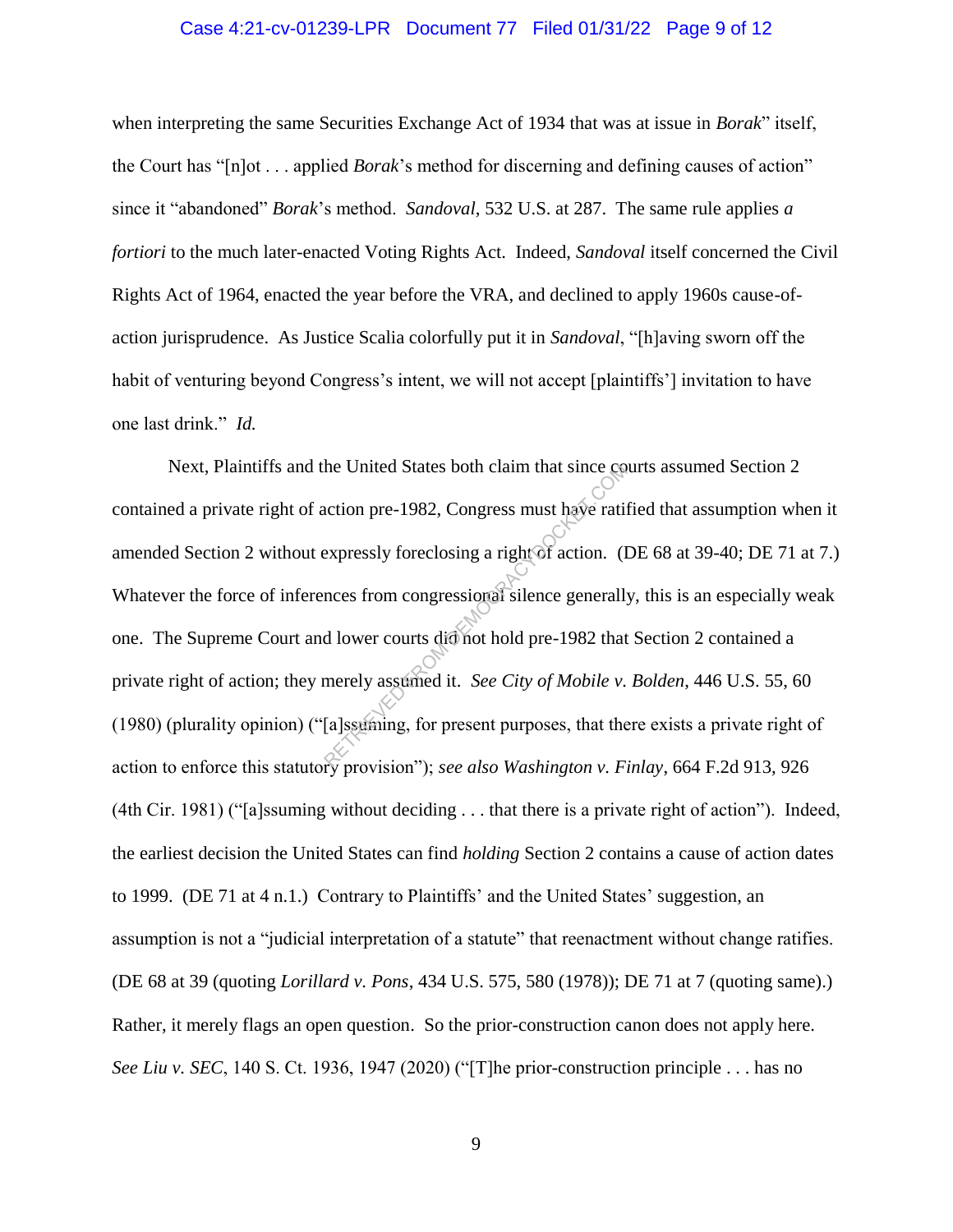when interpreting the same Securities Exchange Act of 1934 that was at issue in *Borak*" itself, the Court has "[n]ot . . . applied *Borak*'s method for discerning and defining causes of action" since it "abandoned" *Borak*'s method. *Sandoval*, 532 U.S. at 287. The same rule applies *a fortiori* to the much later-enacted Voting Rights Act. Indeed, *Sandoval* itself concerned the Civil Rights Act of 1964, enacted the year before the VRA, and declined to apply 1960s cause-of-action jurisprudence. As Justice Scalia colorfully put it in *Sandoval*, "[h]aving sworn off the habit of venturing beyond Congress's intent, we will not accept [plaintiffs'] invitation to have one last drink." *Id.*

Next, Plaintiffs and the United States both claim that since courts assumed Section 2 contained a private right of action pre-1982, Congress must have ratified that assumption when it amended Section 2 without expressly foreclosing a right of action. (DE 68 at 39-40; DE 71 at 7.) Whatever the force of inferences from congressional silence generally, this is an especially weak one. The Supreme Court and lower courts did not hold pre-1982 that Section 2 contained a private right of action; they merely assumed it. *See City of Mobile v. Bolden*, 446 U.S. 55, 60 (1980) (plurality opinion) ("[a]ssuming, for present purposes, that there exists a private right of action to enforce this statutory provision"); *see also Washington v. Finlay*, 664 F.2d 913, 926 (4th Cir. 1981) ("[a]ssuming without deciding . . . that there is a private right of action"). Indeed, the earliest decision the United States can find *holding* Section 2 contains a cause of action dates to 1999. (DE 71 at 4 n.1.) Contrary to Plaintiffs' and the United States' suggestion, an assumption is not a "judicial interpretation of a statute" that reenactment without change ratifies. (DE 68 at 39 (quoting *Lorillard v. Pons*, 434 U.S. 575, 580 (1978)); DE 71 at 7 (quoting same).) Rather, it merely flags an open question. So the prior-construction canon does not apply here. *See Liu v. SEC*, 140 S. Ct. 1936, 1947 (2020) ("[T]he prior-construction principle . . . has no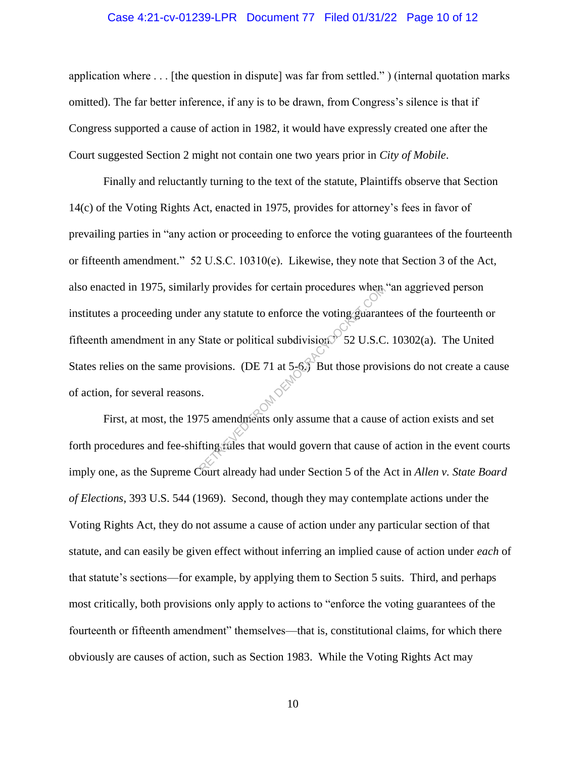application where . . . [the question in dispute] was far from settled." ) (internal quotation marks omitted). The far better inference, if any is to be drawn, from Congress's silence is that if Congress supported a cause of action in 1982, it would have expressly created one after the Court suggested Section 2 might not contain one two years prior in *City of Mobile*.

Finally and reluctantly turning to the text of the statute, Plaintiffs observe that Section 14(c) of the Voting Rights Act, enacted in 1975, provides for attorney's fees in favor of prevailing parties in "any action or proceeding to enforce the voting guarantees of the fourteenth or fifteenth amendment." 52 U.S.C. 10310(e). Likewise, they note that Section 3 of the Act, also enacted in 1975, similarly provides for certain procedures when "an aggrieved person institutes a proceeding under any statute to enforce the voting guarantees of the fourteenth or fifteenth amendment in any State or political subdivision." 52 U.S.C. 10302(a). The United States relies on the same provisions. (DE 71 at 5-6.) But those provisions do not create a cause of action, for several reasons.

First, at most, the 1975 amendments only assume that a cause of action exists and set forth procedures and fee-shifting rules that would govern that cause of action in the event courts imply one, as the Supreme Court already had under Section 5 of the Act in *Allen v. State Board of Elections*, 393 U.S. 544 (1969). Second, though they may contemplate actions under the Voting Rights Act, they do not assume a cause of action under any particular section of that statute, and can easily be given effect without inferring an implied cause of action under *each* of that statute's sections—for example, by applying them to Section 5 suits. Third, and perhaps most critically, both provisions only apply to actions to "enforce the voting guarantees of the fourteenth or fifteenth amendment" themselves—that is, constitutional claims, for which there obviously are causes of action, such as Section 1983. While the Voting Rights Act may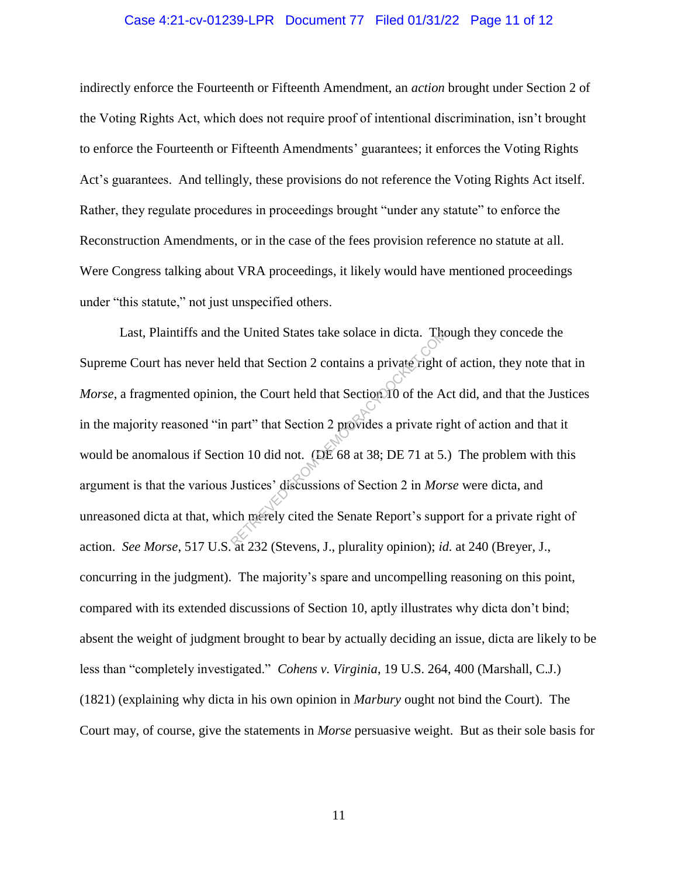indirectly enforce the Fourteenth or Fifteenth Amendment, an *action* brought under Section 2 of the Voting Rights Act, which does not require proof of intentional discrimination, isn't brought to enforce the Fourteenth or Fifteenth Amendments' guarantees; it enforces the Voting Rights Act's guarantees. And tellingly, these provisions do not reference the Voting Rights Act itself. Rather, they regulate procedures in proceedings brought "under any statute" to enforce the Reconstruction Amendments, or in the case of the fees provision reference no statute at all. Were Congress talking about VRA proceedings, it likely would have mentioned proceedings under "this statute," not just unspecified others.

Last, Plaintiffs and the United States take solace in dicta. Though they concede the Supreme Court has never held that Section 2 contains a private right of action, they note that in *Morse*, a fragmented opinion, the Court held that Section 10 of the Act did, and that the Justices in the majority reasoned "in part" that Section 2 provides a private right of action and that it would be anomalous if Section 10 did not. (DE 68 at 38; DE 71 at 5.) The problem with this argument is that the various Justices' discussions of Section 2 in *Morse* were dicta, and unreasoned dicta at that, which merely cited the Senate Report's support for a private right of action. *See Morse*, 517 U.S. at 232 (Stevens, J., plurality opinion); *id.* at 240 (Breyer, J., concurring in the judgment). The majority's spare and uncompelling reasoning on this point, compared with its extended discussions of Section 10, aptly illustrates why dicta don't bind; absent the weight of judgment brought to bear by actually deciding an issue, dicta are likely to be less than "completely investigated." *Cohens v. Virginia*, 19 U.S. 264, 400 (Marshall, C.J.) (1821) (explaining why dicta in his own opinion in *Marbury* ought not bind the Court). The Court may, of course, give the statements in *Morse* persuasive weight. But as their sole basis for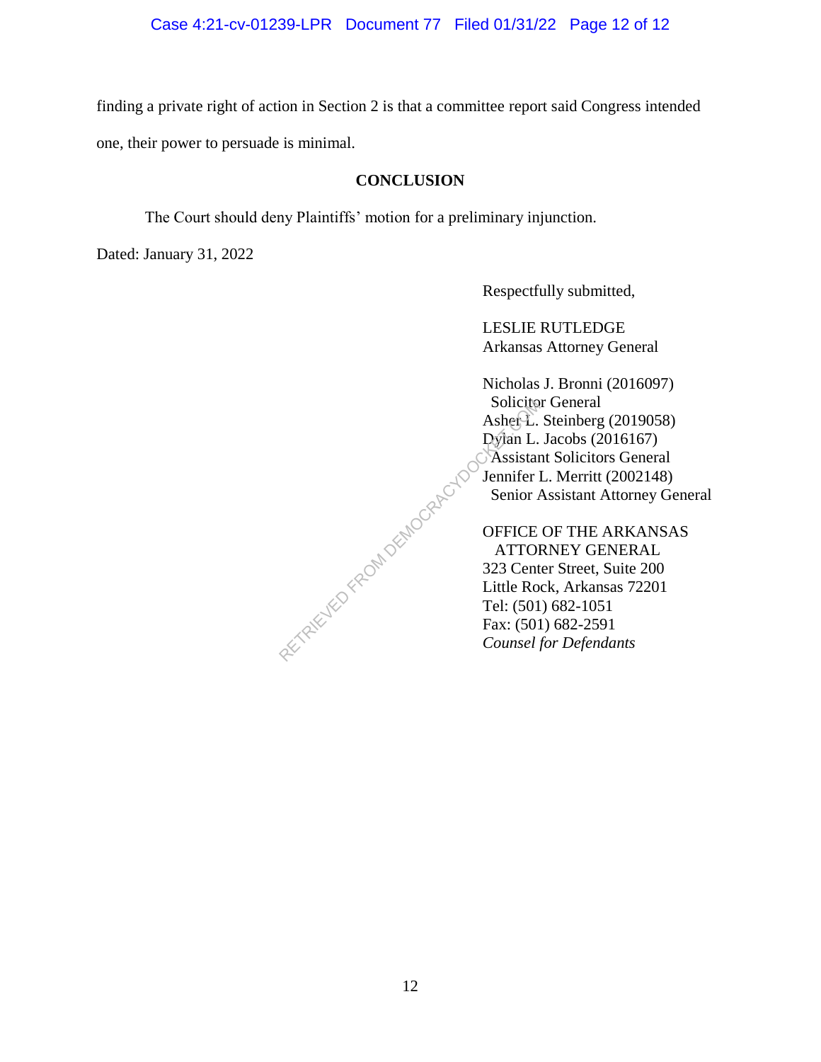finding a private right of action in Section 2 is that a committee report said Congress intended one, their power to persuade is minimal.

## CONCLUSION

The Court should deny Plaintiffs' motion for a preliminary injunction.

Dated: January 31, 2022

Respectfully submitted,

LESLIE RUTLEDGE
Arkansas Attorney General

Nicholas J. Bronni (2016097)
  Solicitor General
Asher L. Steinberg (2019058)
Dylan L. Jacobs (2016167)
  Assistant Solicitors General
Jennifer L. Merritt (2002148)
  Senior Assistant Attorney General

OFFICE OF THE ARKANSAS
  ATTORNEY GENERAL
323 Center Street, Suite 200
Little Rock, Arkansas 72201
Tel: (501) 682-1051
Fax: (501) 682-2591
*Counsel for Defendants*